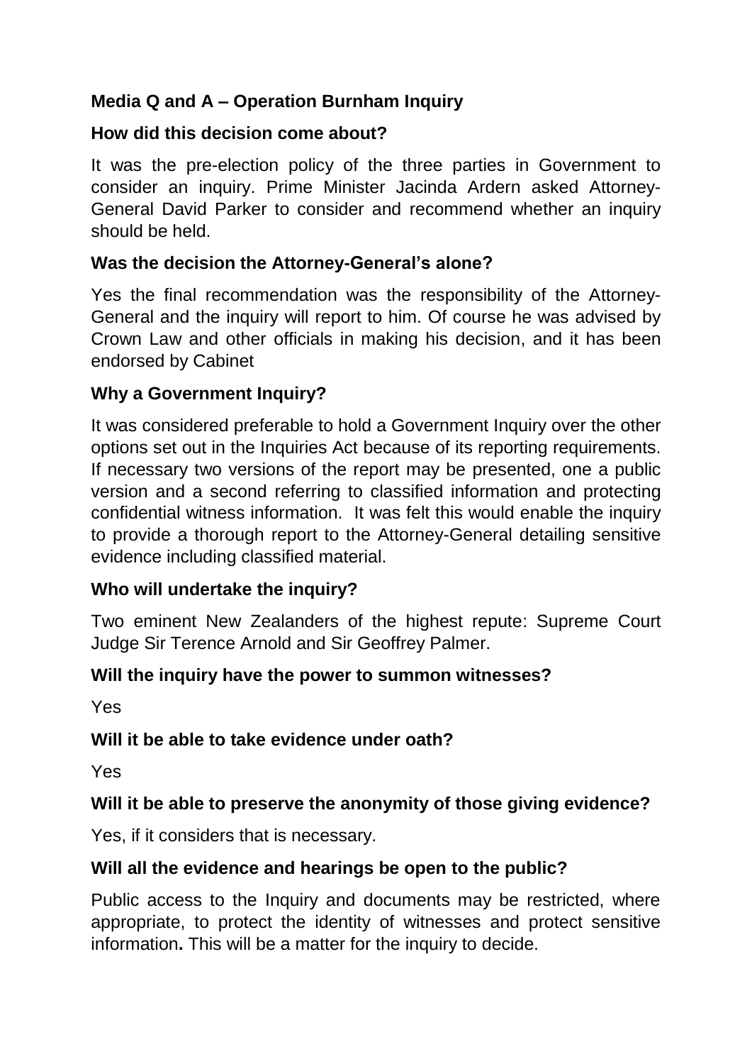**Media Q and A – Operation Burnham Inquiry**

**How did this decision come about?**

It was the pre-election policy of the three parties in Government to consider an inquiry. Prime Minister Jacinda Ardern asked Attorney-General David Parker to consider and recommend whether an inquiry should be held.

**Was the decision the Attorney-General's alone?**

Yes the final recommendation was the responsibility of the Attorney-General and the inquiry will report to him. Of course he was advised by Crown Law and other officials in making his decision, and it has been endorsed by Cabinet

**Why a Government Inquiry?**

It was considered preferable to hold a Government Inquiry over the other options set out in the Inquiries Act because of its reporting requirements. If necessary two versions of the report may be presented, one a public version and a second referring to classified information and protecting confidential witness information. It was felt this would enable the inquiry to provide a thorough report to the Attorney-General detailing sensitive evidence including classified material.

**Who will undertake the inquiry?**

Two eminent New Zealanders of the highest repute: Supreme Court Judge Sir Terence Arnold and Sir Geoffrey Palmer.

**Will the inquiry have the power to summon witnesses?**

Yes

**Will it be able to take evidence under oath?**

Yes

**Will it be able to preserve the anonymity of those giving evidence?**

Yes, if it considers that is necessary.

**Will all the evidence and hearings be open to the public?**

Public access to the Inquiry and documents may be restricted, where appropriate, to protect the identity of witnesses and protect sensitive information**.** This will be a matter for the inquiry to decide.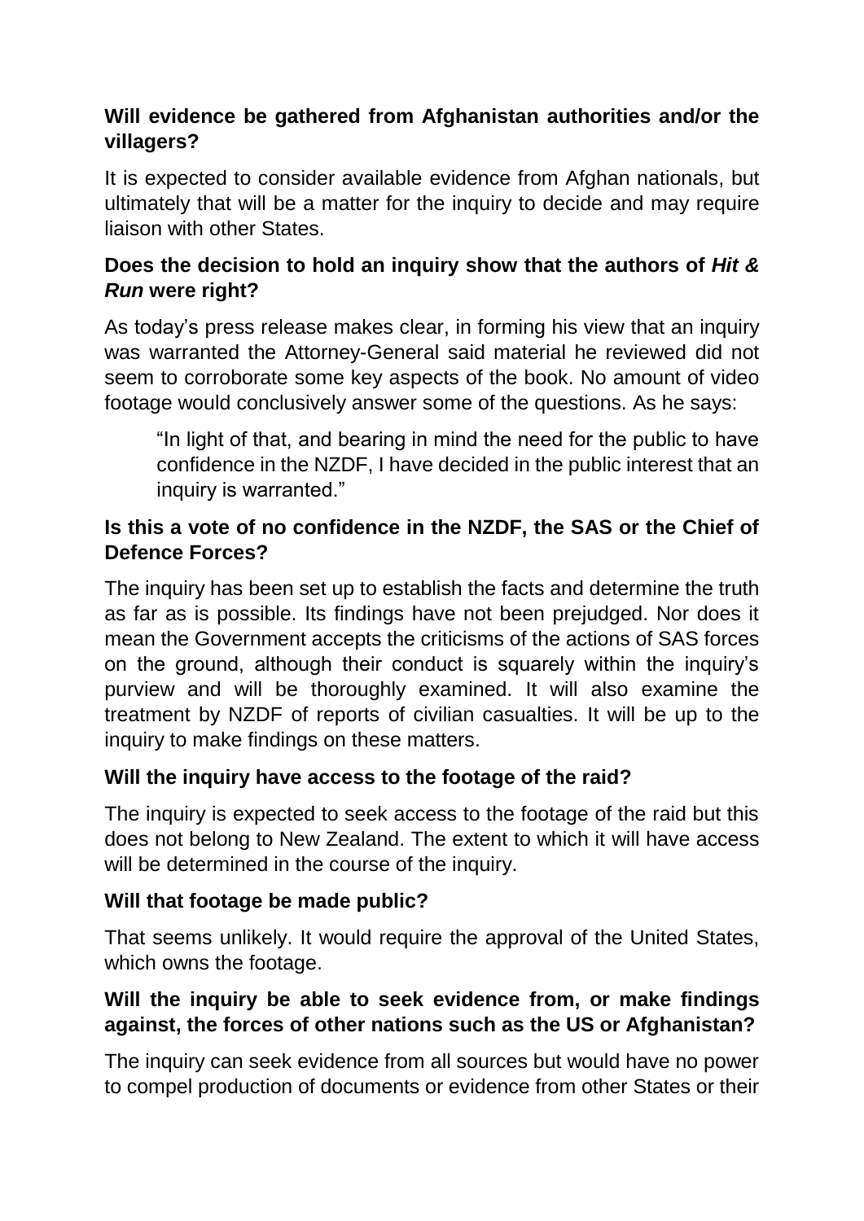**Will evidence be gathered from Afghanistan authorities and/or the villagers?**

It is expected to consider available evidence from Afghan nationals, but ultimately that will be a matter for the inquiry to decide and may require liaison with other States.

**Does the decision to hold an inquiry show that the authors of *Hit & Run* were right?**

As today's press release makes clear, in forming his view that an inquiry was warranted the Attorney-General said material he reviewed did not seem to corroborate some key aspects of the book. No amount of video footage would conclusively answer some of the questions. As he says:

> "In light of that, and bearing in mind the need for the public to have confidence in the NZDF, I have decided in the public interest that an inquiry is warranted."

**Is this a vote of no confidence in the NZDF, the SAS or the Chief of Defence Forces?**

The inquiry has been set up to establish the facts and determine the truth as far as is possible. Its findings have not been prejudged. Nor does it mean the Government accepts the criticisms of the actions of SAS forces on the ground, although their conduct is squarely within the inquiry's purview and will be thoroughly examined. It will also examine the treatment by NZDF of reports of civilian casualties. It will be up to the inquiry to make findings on these matters.

**Will the inquiry have access to the footage of the raid?**

The inquiry is expected to seek access to the footage of the raid but this does not belong to New Zealand. The extent to which it will have access will be determined in the course of the inquiry.

**Will that footage be made public?**

That seems unlikely. It would require the approval of the United States, which owns the footage.

**Will the inquiry be able to seek evidence from, or make findings against, the forces of other nations such as the US or Afghanistan?**

The inquiry can seek evidence from all sources but would have no power to compel production of documents or evidence from other States or their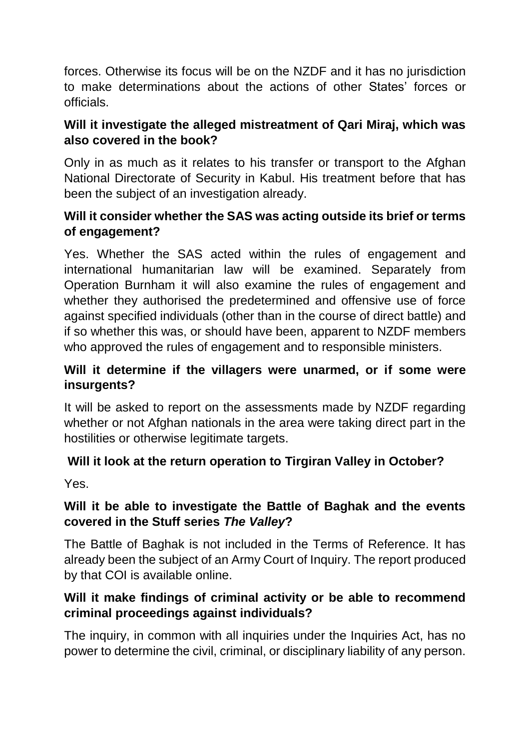forces. Otherwise its focus will be on the NZDF and it has no jurisdiction to make determinations about the actions of other States' forces or officials.

**Will it investigate the alleged mistreatment of Qari Miraj, which was also covered in the book?**

Only in as much as it relates to his transfer or transport to the Afghan National Directorate of Security in Kabul. His treatment before that has been the subject of an investigation already.

**Will it consider whether the SAS was acting outside its brief or terms of engagement?**

Yes. Whether the SAS acted within the rules of engagement and international humanitarian law will be examined. Separately from Operation Burnham it will also examine the rules of engagement and whether they authorised the predetermined and offensive use of force against specified individuals (other than in the course of direct battle) and if so whether this was, or should have been, apparent to NZDF members who approved the rules of engagement and to responsible ministers.

**Will it determine if the villagers were unarmed, or if some were insurgents?**

It will be asked to report on the assessments made by NZDF regarding whether or not Afghan nationals in the area were taking direct part in the hostilities or otherwise legitimate targets.

**Will it look at the return operation to Tirgiran Valley in October?**

Yes.

**Will it be able to investigate the Battle of Baghak and the events covered in the Stuff series *The Valley*?**

The Battle of Baghak is not included in the Terms of Reference. It has already been the subject of an Army Court of Inquiry. The report produced by that COI is available online.

**Will it make findings of criminal activity or be able to recommend criminal proceedings against individuals?**

The inquiry, in common with all inquiries under the Inquiries Act, has no power to determine the civil, criminal, or disciplinary liability of any person.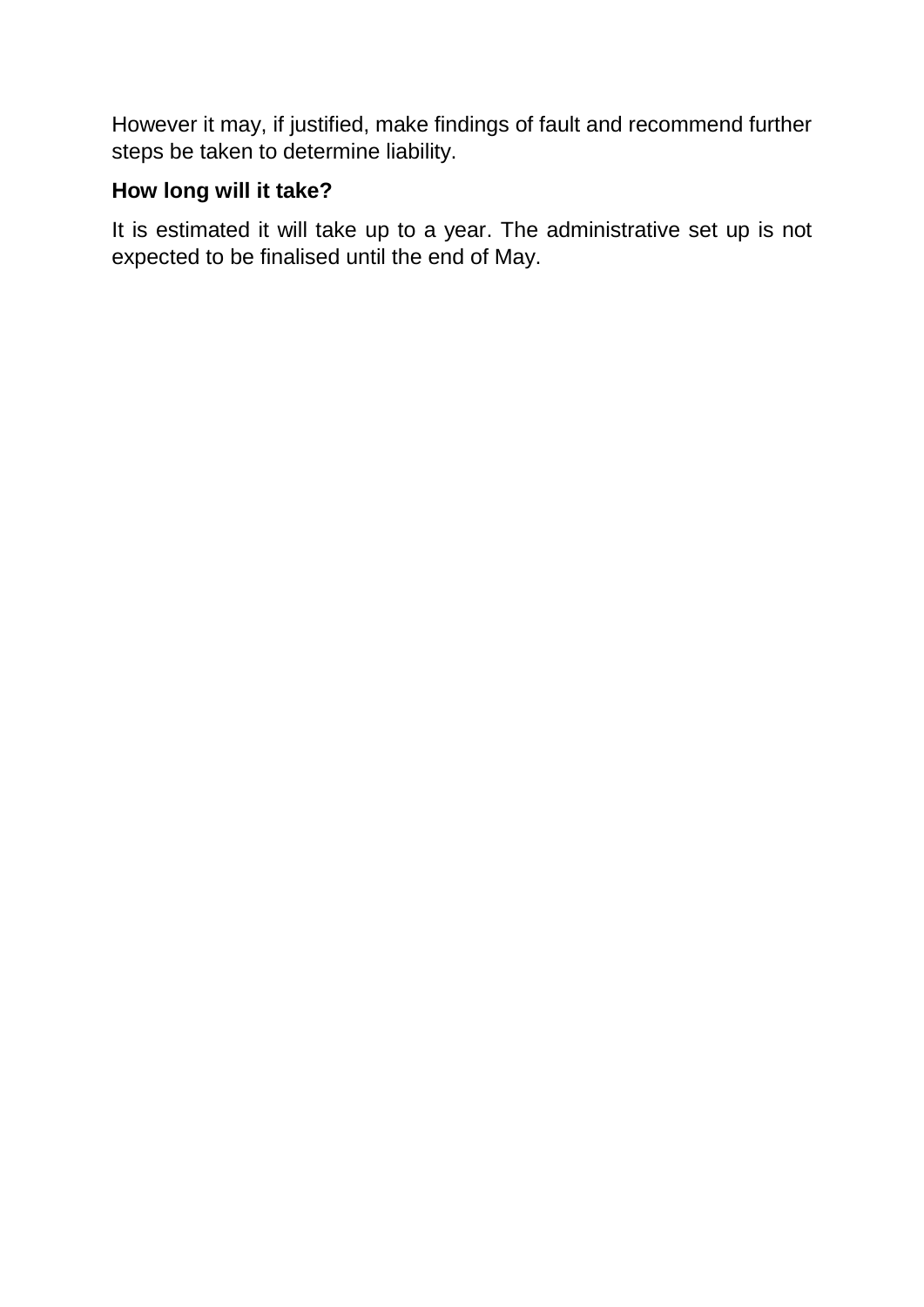However it may, if justified, make findings of fault and recommend further steps be taken to determine liability.

**How long will it take?**

It is estimated it will take up to a year. The administrative set up is not expected to be finalised until the end of May.